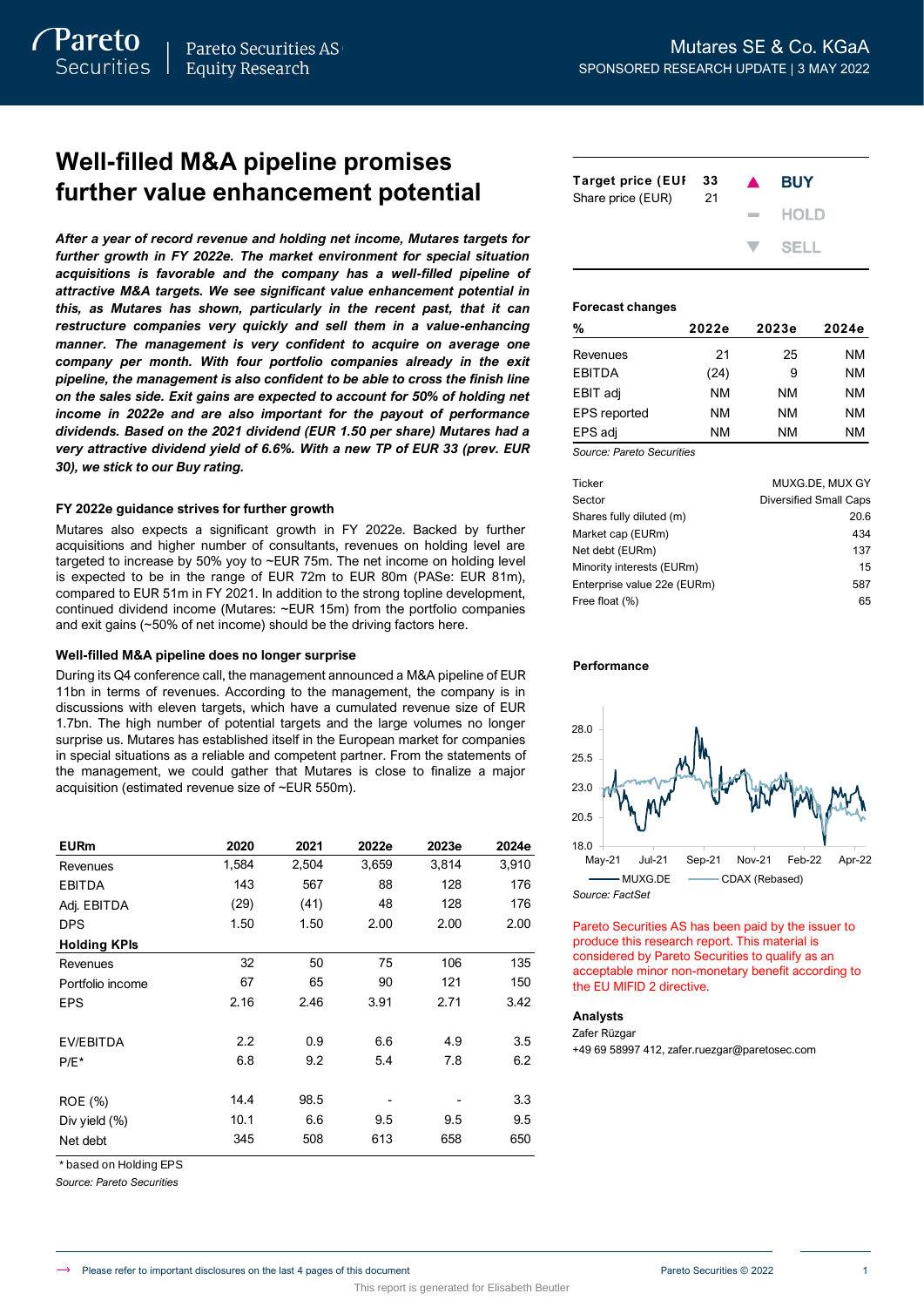Mutares SE & Co. KGaA

SPONSORED RESEARCH UPDATE | 3 MAY 2022

# Well-filled M&A pipeline promises further value enhancement potential

***After a year of record revenue and holding net income, Mutares targets for further growth in FY 2022e. The market environment for special situation acquisitions is favorable and the company has a well-filled pipeline of attractive M&A targets. We see significant value enhancement potential in this, as Mutares has shown, particularly in the recent past, that it can restructure companies very quickly and sell them in a value-enhancing manner. The management is very confident to acquire on average one company per month. With four portfolio companies already in the exit pipeline, the management is also confident to be able to cross the finish line on the sales side. Exit gains are expected to account for 50% of holding net income in 2022e and are also important for the payout of performance dividends. Based on the 2021 dividend (EUR 1.50 per share) Mutares had a very attractive dividend yield of 6.6%. With a new TP of EUR 33 (prev. EUR 30), we stick to our Buy rating.***

### FY 2022e guidance strives for further growth

Mutares also expects a significant growth in FY 2022e. Backed by further acquisitions and higher number of consultants, revenues on holding level are targeted to increase by 50% yoy to ~EUR 75m. The net income on holding level is expected to be in the range of EUR 72m to EUR 80m (PASe: EUR 81m), compared to EUR 51m in FY 2021. In addition to the strong topline development, continued dividend income (Mutares: ~EUR 15m) from the portfolio companies and exit gains (~50% of net income) should be the driving factors here.

### Well-filled M&A pipeline does no longer surprise

During its Q4 conference call, the management announced a M&A pipeline of EUR 11bn in terms of revenues. According to the management, the company is in discussions with eleven targets, which have a cumulated revenue size of EUR 1.7bn. The high number of potential targets and the large volumes no longer surprise us. Mutares has established itself in the European market for companies in special situations as a reliable and competent partner. From the statements of the management, we could gather that Mutares is close to finalize a major acquisition (estimated revenue size of ~EUR 550m).

| EURm | 2020 | 2021 | 2022e | 2023e | 2024e |
|---|---|---|---|---|---|
| Revenues | 1,584 | 2,504 | 3,659 | 3,814 | 3,910 |
| EBITDA | 143 | 567 | 88 | 128 | 176 |
| Adj. EBITDA | (29) | (41) | 48 | 128 | 176 |
| DPS | 1.50 | 1.50 | 2.00 | 2.00 | 2.00 |
| **Holding KPIs** | | | | | |
| Revenues | 32 | 50 | 75 | 106 | 135 |
| Portfolio income | 67 | 65 | 90 | 121 | 150 |
| EPS | 2.16 | 2.46 | 3.91 | 2.71 | 3.42 |
| | | | | | |
| EV/EBITDA | 2.2 | 0.9 | 6.6 | 4.9 | 3.5 |
| P/E* | 6.8 | 9.2 | 5.4 | 7.8 | 6.2 |
| | | | | | |
| ROE (%) | 14.4 | 98.5 | - | - | 3.3 |
| Div yield (%) | 10.1 | 6.6 | 9.5 | 9.5 | 9.5 |
| Net debt | 345 | 508 | 613 | 658 | 650 |

\* based on Holding EPS

*Source: Pareto Securities*

| | | |
|---|---|---|
| Target price (EUR) | 33 | ▲ BUY |
| Share price (EUR) | 21 | ▬ HOLD |
| | | ▼ SELL |

**Forecast changes**

| % | 2022e | 2023e | 2024e |
|---|---|---|---|
| Revenues | 21 | 25 | NM |
| EBITDA | (24) | 9 | NM |
| EBIT adj | NM | NM | NM |
| EPS reported | NM | NM | NM |
| EPS adj | NM | NM | NM |

*Source: Pareto Securities*

| | |
|---|---|
| Ticker | MUXG.DE, MUX GY |
| Sector | Diversified Small Caps |
| Shares fully diluted (m) | 20.6 |
| Market cap (EURm) | 434 |
| Net debt (EURm) | 137 |
| Minority interests (EURm) | 15 |
| Enterprise value 22e (EURm) | 587 |
| Free float (%) | 65 |

**Performance**

MUXG.DE — CDAX (Rebased)

*Source: FactSet*

Pareto Securities AS has been paid by the issuer to produce this research report. This material is considered by Pareto Securities to qualify as an acceptable minor non-monetary benefit according to the EU MIFID 2 directive.

**Analysts**

Zafer Rüzgar

+49 69 58997 412, zafer.ruezgar@paretosec.com

Please refer to important disclosures on the last 4 pages of this document

This report is generated for Elisabeth Beutler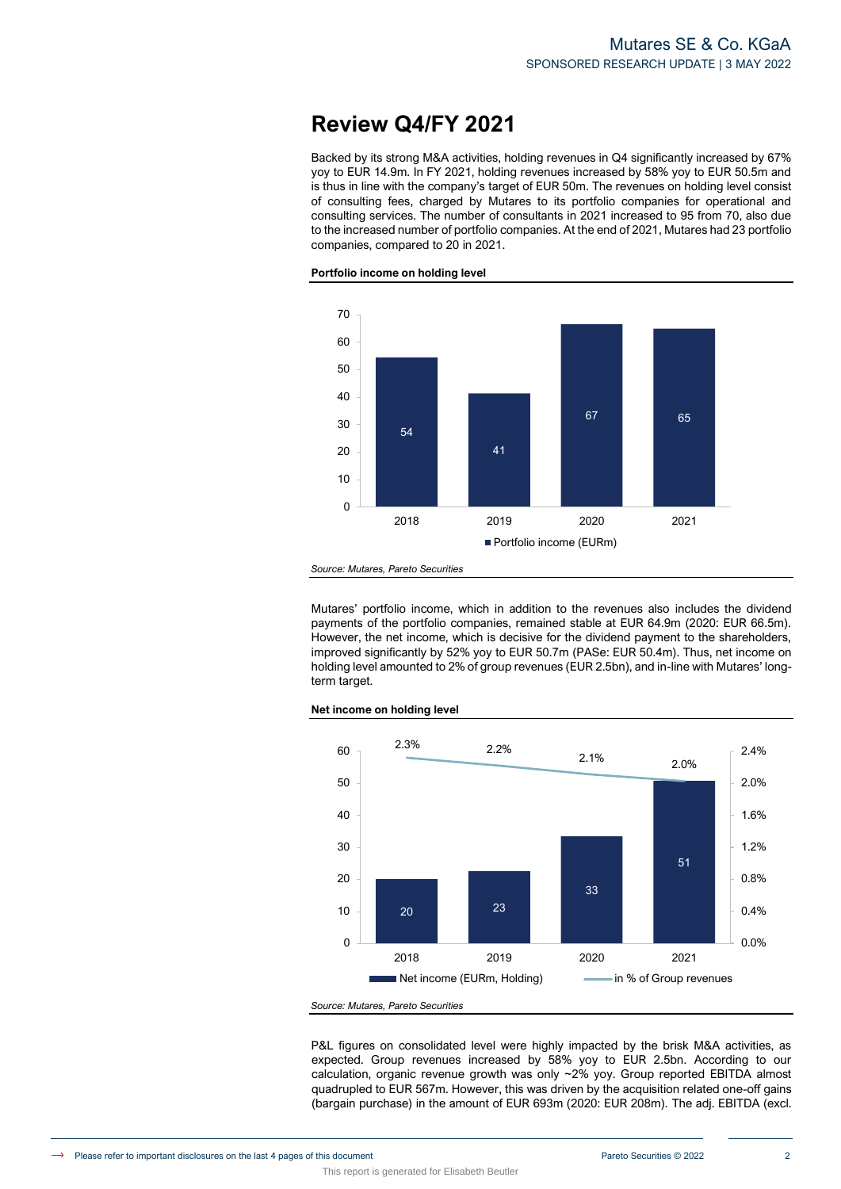# Review Q4/FY 2021

Backed by its strong M&A activities, holding revenues in Q4 significantly increased by 67% yoy to EUR 14.9m. In FY 2021, holding revenues increased by 58% yoy to EUR 50.5m and is thus in line with the company's target of EUR 50m. The revenues on holding level consist of consulting fees, charged by Mutares to its portfolio companies for operational and consulting services. The number of consultants in 2021 increased to 95 from 70, also due to the increased number of portfolio companies. At the end of 2021, Mutares had 23 portfolio companies, compared to 20 in 2021.

**Portfolio income on holding level**

| | 2018 | 2019 | 2020 | 2021 |
|---|---|---|---|---|
| Portfolio income (EURm) | 54 | 41 | 67 | 65 |

*Source: Mutares, Pareto Securities*

Mutares' portfolio income, which in addition to the revenues also includes the dividend payments of the portfolio companies, remained stable at EUR 64.9m (2020: EUR 66.5m). However, the net income, which is decisive for the dividend payment to the shareholders, improved significantly by 52% yoy to EUR 50.7m (PASe: EUR 50.4m). Thus, net income on holding level amounted to 2% of group revenues (EUR 2.5bn), and in-line with Mutares' long-term target.

**Net income on holding level**

| | 2018 | 2019 | 2020 | 2021 |
|---|---|---|---|---|
| Net income (EURm, Holding) | 20 | 23 | 33 | 51 |
| in % of Group revenues | 2.3% | 2.2% | 2.1% | 2.0% |

*Source: Mutares, Pareto Securities*

P&L figures on consolidated level were highly impacted by the brisk M&A activities, as expected. Group revenues increased by 58% yoy to EUR 2.5bn. According to our calculation, organic revenue growth was only ~2% yoy. Group reported EBITDA almost quadrupled to EUR 567m. However, this was driven by the acquisition related one-off gains (bargain purchase) in the amount of EUR 693m (2020: EUR 208m). The adj. EBITDA (excl.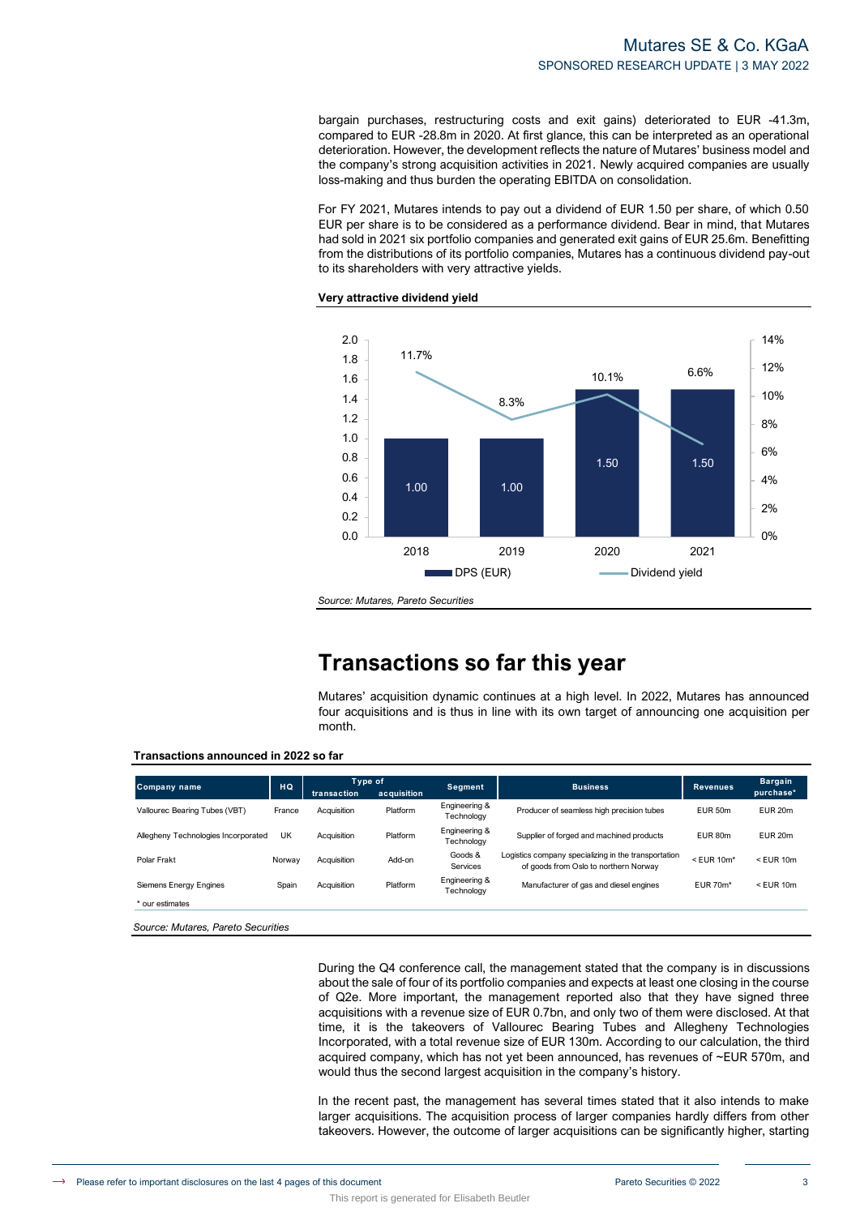bargain purchases, restructuring costs and exit gains) deteriorated to EUR -41.3m, compared to EUR -28.8m in 2020. At first glance, this can be interpreted as an operational deterioration. However, the development reflects the nature of Mutares' business model and the company's strong acquisition activities in 2021. Newly acquired companies are usually loss-making and thus burden the operating EBITDA on consolidation.

For FY 2021, Mutares intends to pay out a dividend of EUR 1.50 per share, of which 0.50 EUR per share is to be considered as a performance dividend. Bear in mind, that Mutares had sold in 2021 six portfolio companies and generated exit gains of EUR 25.6m. Benefitting from the distributions of its portfolio companies, Mutares has a continuous dividend pay-out to its shareholders with very attractive yields.

**Very attractive dividend yield**

| | 2018 | 2019 | 2020 | 2021 |
|---|---|---|---|---|
| DPS (EUR) | 1.00 | 1.00 | 1.50 | 1.50 |
| Dividend yield | 11.7% | 8.3% | 10.1% | 6.6% |

*Source: Mutares, Pareto Securities*

## Transactions so far this year

Mutares' acquisition dynamic continues at a high level. In 2022, Mutares has announced four acquisitions and is thus in line with its own target of announcing one acquisition per month.

**Transactions announced in 2022 so far**

| Company name | HQ | Type of transaction | Type of acquisition | Segment | Business | Revenues | Bargain purchase* |
|---|---|---|---|---|---|---|---|
| Vallourec Bearing Tubes (VBT) | France | Acquisition | Platform | Engineering & Technology | Producer of seamless high precision tubes | EUR 50m | EUR 20m |
| Allegheny Technologies Incorporated | UK | Acquisition | Platform | Engineering & Technology | Supplier of forged and machined products | EUR 80m | EUR 20m |
| Polar Frakt | Norway | Acquisition | Add-on | Goods & Services | Logistics company specializing in the transportation of goods from Oslo to northern Norway | < EUR 10m* | < EUR 10m |
| Siemens Energy Engines | Spain | Acquisition | Platform | Engineering & Technology | Manufacturer of gas and diesel engines | EUR 70m* | < EUR 10m |

\* our estimates

*Source: Mutares, Pareto Securities*

During the Q4 conference call, the management stated that the company is in discussions about the sale of four of its portfolio companies and expects at least one closing in the course of Q2e. More important, the management reported also that they have signed three acquisitions with a revenue size of EUR 0.7bn, and only two of them were disclosed. At that time, it is the takeovers of Vallourec Bearing Tubes and Allegheny Technologies Incorporated, with a total revenue size of EUR 130m. According to our calculation, the third acquired company, which has not yet been announced, has revenues of ~EUR 570m, and would thus the second largest acquisition in the company's history.

In the recent past, the management has several times stated that it also intends to make larger acquisitions. The acquisition process of larger companies hardly differs from other takeovers. However, the outcome of larger acquisitions can be significantly higher, starting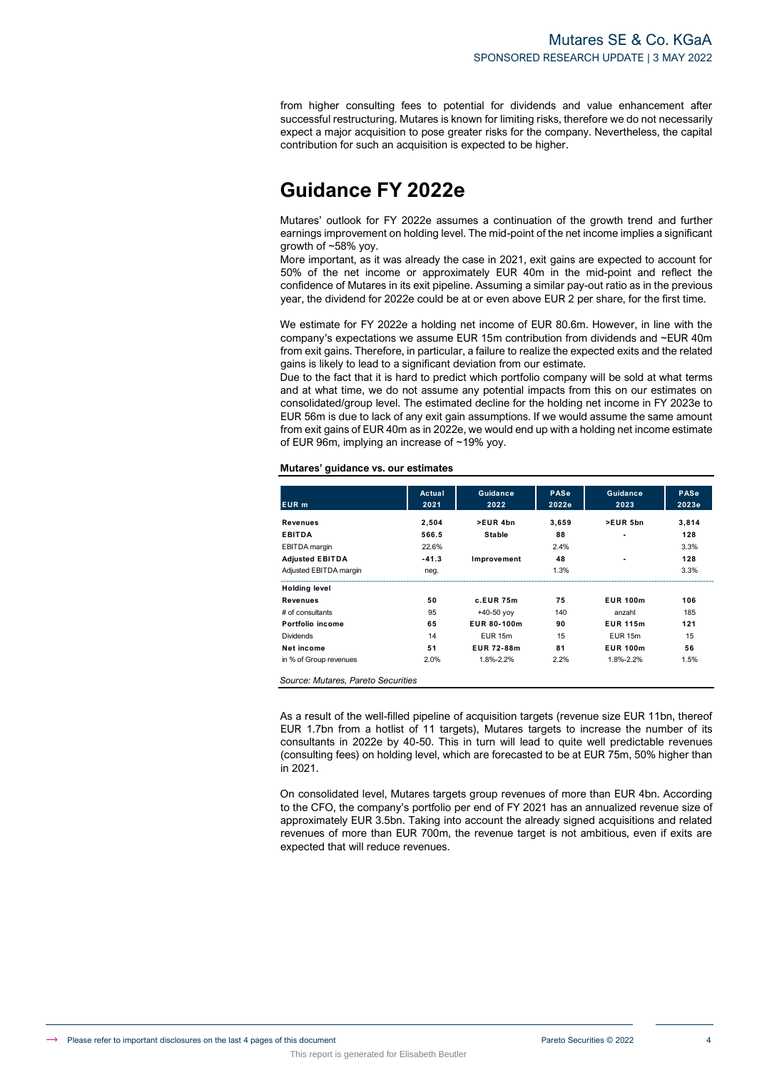from higher consulting fees to potential for dividends and value enhancement after successful restructuring. Mutares is known for limiting risks, therefore we do not necessarily expect a major acquisition to pose greater risks for the company. Nevertheless, the capital contribution for such an acquisition is expected to be higher.

# Guidance FY 2022e

Mutares' outlook for FY 2022e assumes a continuation of the growth trend and further earnings improvement on holding level. The mid-point of the net income implies a significant growth of ~58% yoy.

More important, as it was already the case in 2021, exit gains are expected to account for 50% of the net income or approximately EUR 40m in the mid-point and reflect the confidence of Mutares in its exit pipeline. Assuming a similar pay-out ratio as in the previous year, the dividend for 2022e could be at or even above EUR 2 per share, for the first time.

We estimate for FY 2022e a holding net income of EUR 80.6m. However, in line with the company's expectations we assume EUR 15m contribution from dividends and ~EUR 40m from exit gains. Therefore, in particular, a failure to realize the expected exits and the related gains is likely to lead to a significant deviation from our estimate.

Due to the fact that it is hard to predict which portfolio company will be sold at what terms and at what time, we do not assume any potential impacts from this on our estimates on consolidated/group level. The estimated decline for the holding net income in FY 2023e to EUR 56m is due to lack of any exit gain assumptions. If we would assume the same amount from exit gains of EUR 40m as in 2022e, we would end up with a holding net income estimate of EUR 96m, implying an increase of ~19% yoy.

**Mutares' guidance vs. our estimates**

| EUR m | Actual 2021 | Guidance 2022 | PASe 2022e | Guidance 2023 | PASe 2023e |
|---|---|---|---|---|---|
| **Revenues** | 2,504 | >EUR 4bn | 3,659 | >EUR 5bn | 3,814 |
| **EBITDA** | 566.5 | Stable | 88 | - | 128 |
| EBITDA margin | 22.6% | | 2.4% | | 3.3% |
| **Adjusted EBITDA** | -41.3 | Improvement | 48 | - | 128 |
| Adjusted EBITDA margin | neg. | | 1.3% | | 3.3% |
| **Holding level** | | | | | |
| **Revenues** | 50 | c.EUR 75m | 75 | EUR 100m | 106 |
| # of consultants | 95 | +40-50 yoy | 140 | anzahl | 185 |
| **Portfolio income** | 65 | EUR 80-100m | 90 | EUR 115m | 121 |
| Dividends | 14 | EUR 15m | 15 | EUR 15m | 15 |
| **Net income** | 51 | EUR 72-88m | 81 | EUR 100m | 56 |
| in % of Group revenues | 2.0% | 1.8%-2.2% | 2.2% | 1.8%-2.2% | 1.5% |

*Source: Mutares, Pareto Securities*

As a result of the well-filled pipeline of acquisition targets (revenue size EUR 11bn, thereof EUR 1.7bn from a hotlist of 11 targets), Mutares targets to increase the number of its consultants in 2022e by 40-50. This in turn will lead to quite well predictable revenues (consulting fees) on holding level, which are forecasted to be at EUR 75m, 50% higher than in 2021.

On consolidated level, Mutares targets group revenues of more than EUR 4bn. According to the CFO, the company's portfolio per end of FY 2021 has an annualized revenue size of approximately EUR 3.5bn. Taking into account the already signed acquisitions and related revenues of more than EUR 700m, the revenue target is not ambitious, even if exits are expected that will reduce revenues.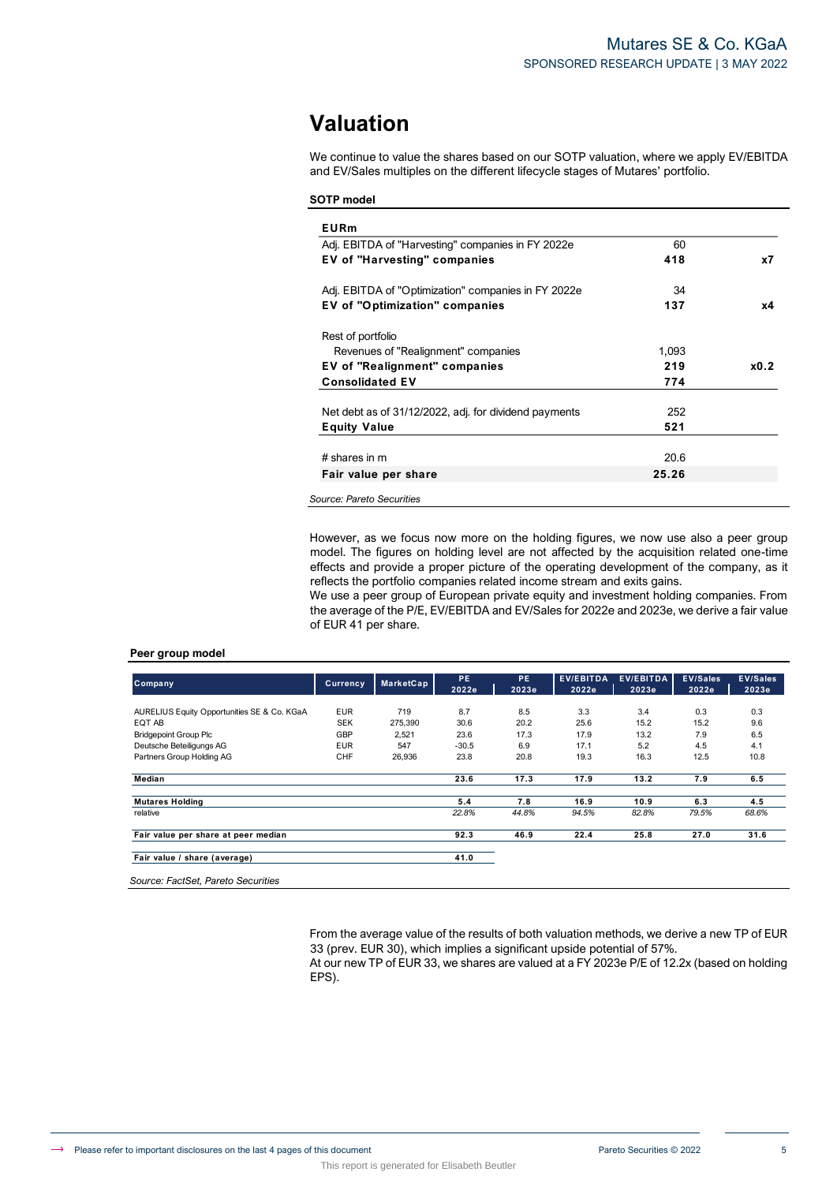## Valuation

We continue to value the shares based on our SOTP valuation, where we apply EV/EBITDA and EV/Sales multiples on the different lifecycle stages of Mutares' portfolio.

**SOTP model**

| EURm | | |
|---|---|---|
| Adj. EBITDA of "Harvesting" companies in FY 2022e | 60 | |
| **EV of "Harvesting" companies** | **418** | **x7** |
| Adj. EBITDA of "Optimization" companies in FY 2022e | 34 | |
| **EV of "Optimization" companies** | **137** | **x4** |
| Rest of portfolio | | |
| Revenues of "Realignment" companies | 1,093 | |
| **EV of "Realignment" companies** | **219** | **x0.2** |
| **Consolidated EV** | **774** | |
| Net debt as of 31/12/2022, adj. for dividend payments | 252 | |
| **Equity Value** | **521** | |
| # shares in m | 20.6 | |
| **Fair value per share** | **25.26** | |

*Source: Pareto Securities*

However, as we focus now more on the holding figures, we now use also a peer group model. The figures on holding level are not affected by the acquisition related one-time effects and provide a proper picture of the operating development of the company, as it reflects the portfolio companies related income stream and exits gains.
We use a peer group of European private equity and investment holding companies. From the average of the P/E, EV/EBITDA and EV/Sales for 2022e and 2023e, we derive a fair value of EUR 41 per share.

**Peer group model**

| Company | Currency | MarketCap | PE 2022e | PE 2023e | EV/EBITDA 2022e | EV/EBITDA 2023e | EV/Sales 2022e | EV/Sales 2023e |
|---|---|---|---|---|---|---|---|---|
| AURELIUS Equity Opportunities SE & Co. KGaA | EUR | 719 | 8.7 | 8.5 | 3.3 | 3.4 | 0.3 | 0.3 |
| EQT AB | SEK | 275,390 | 30.6 | 20.2 | 25.6 | 15.2 | 15.2 | 9.6 |
| Bridgepoint Group Plc | GBP | 2,521 | 23.6 | 17.3 | 17.9 | 13.2 | 7.9 | 6.5 |
| Deutsche Beteiligungs AG | EUR | 547 | -30.5 | 6.9 | 17.1 | 5.2 | 4.5 | 4.1 |
| Partners Group Holding AG | CHF | 26,936 | 23.8 | 20.8 | 19.3 | 16.3 | 12.5 | 10.8 |
| **Median** | | | **23.6** | **17.3** | **17.9** | **13.2** | **7.9** | **6.5** |
| **Mutares Holding** | | | **5.4** | **7.8** | **16.9** | **10.9** | **6.3** | **4.5** |
| relative | | | *22.8%* | *44.8%* | *94.5%* | *82.8%* | *79.5%* | *68.6%* |
| **Fair value per share at peer median** | | | **92.3** | **46.9** | **22.4** | **25.8** | **27.0** | **31.6** |
| **Fair value / share (average)** | | | **41.0** | | | | | |

*Source: FactSet, Pareto Securities*

From the average value of the results of both valuation methods, we derive a new TP of EUR 33 (prev. EUR 30), which implies a significant upside potential of 57%.
At our new TP of EUR 33, we shares are valued at a FY 2023e P/E of 12.2x (based on holding EPS).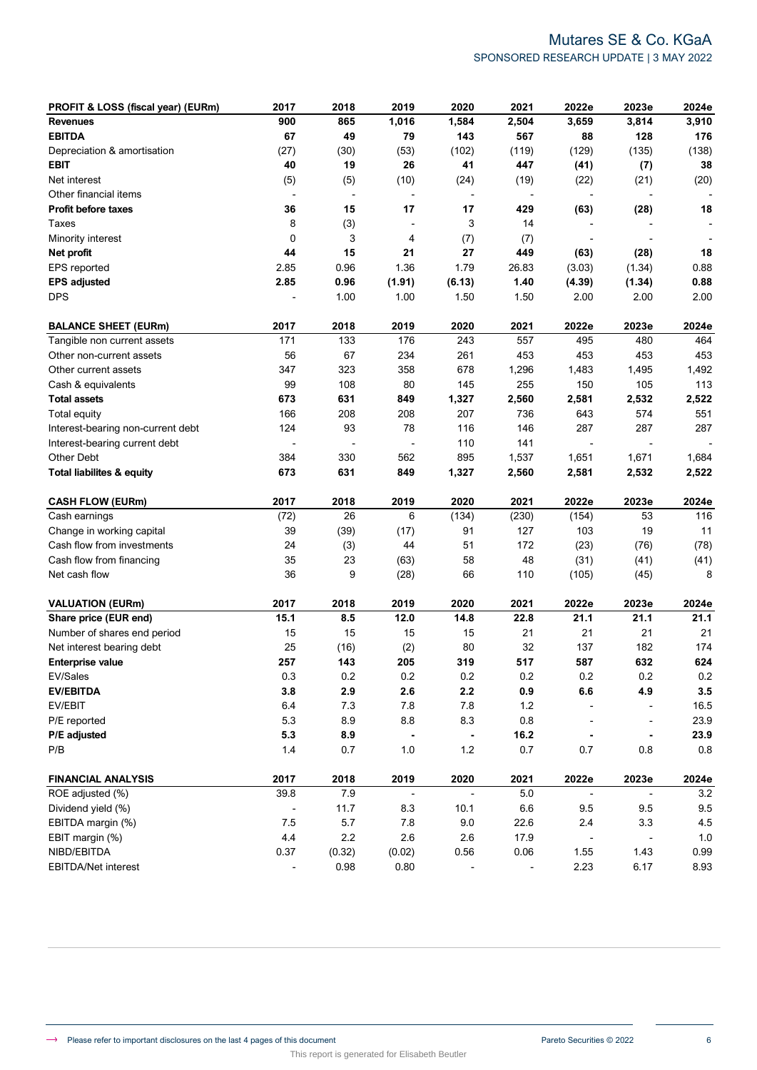| PROFIT & LOSS (fiscal year) (EURm) | 2017 | 2018 | 2019 | 2020 | 2021 | 2022e | 2023e | 2024e |
|---|---|---|---|---|---|---|---|---|
| **Revenues** | **900** | **865** | **1,016** | **1,584** | **2,504** | **3,659** | **3,814** | **3,910** |
| **EBITDA** | **67** | **49** | **79** | **143** | **567** | **88** | **128** | **176** |
| Depreciation & amortisation | (27) | (30) | (53) | (102) | (119) | (129) | (135) | (138) |
| **EBIT** | **40** | **19** | **26** | **41** | **447** | **(41)** | **(7)** | **38** |
| Net interest | (5) | (5) | (10) | (24) | (19) | (22) | (21) | (20) |
| Other financial items | - | - | - | - | - | - | - | - |
| **Profit before taxes** | **36** | **15** | **17** | **17** | **429** | **(63)** | **(28)** | **18** |
| Taxes | 8 | (3) | - | 3 | 14 | - | - | - |
| Minority interest | 0 | 3 | 4 | (7) | (7) | - | - | - |
| **Net profit** | **44** | **15** | **21** | **27** | **449** | **(63)** | **(28)** | **18** |
| EPS reported | 2.85 | 0.96 | 1.36 | 1.79 | 26.83 | (3.03) | (1.34) | 0.88 |
| **EPS adjusted** | **2.85** | **0.96** | **(1.91)** | **(6.13)** | **1.40** | **(4.39)** | **(1.34)** | **0.88** |
| DPS | - | 1.00 | 1.00 | 1.50 | 1.50 | 2.00 | 2.00 | 2.00 |

| BALANCE SHEET (EURm) | 2017 | 2018 | 2019 | 2020 | 2021 | 2022e | 2023e | 2024e |
|---|---|---|---|---|---|---|---|---|
| Tangible non current assets | 171 | 133 | 176 | 243 | 557 | 495 | 480 | 464 |
| Other non-current assets | 56 | 67 | 234 | 261 | 453 | 453 | 453 | 453 |
| Other current assets | 347 | 323 | 358 | 678 | 1,296 | 1,483 | 1,495 | 1,492 |
| Cash & equivalents | 99 | 108 | 80 | 145 | 255 | 150 | 105 | 113 |
| **Total assets** | **673** | **631** | **849** | **1,327** | **2,560** | **2,581** | **2,532** | **2,522** |
| Total equity | 166 | 208 | 208 | 207 | 736 | 643 | 574 | 551 |
| Interest-bearing non-current debt | 124 | 93 | 78 | 116 | 146 | 287 | 287 | 287 |
| Interest-bearing current debt | - | - | - | 110 | 141 | - | - | - |
| Other Debt | 384 | 330 | 562 | 895 | 1,537 | 1,651 | 1,671 | 1,684 |
| **Total liabilites & equity** | **673** | **631** | **849** | **1,327** | **2,560** | **2,581** | **2,532** | **2,522** |

| CASH FLOW (EURm) | 2017 | 2018 | 2019 | 2020 | 2021 | 2022e | 2023e | 2024e |
|---|---|---|---|---|---|---|---|---|
| Cash earnings | (72) | 26 | 6 | (134) | (230) | (154) | 53 | 116 |
| Change in working capital | 39 | (39) | (17) | 91 | 127 | 103 | 19 | 11 |
| Cash flow from investments | 24 | (3) | 44 | 51 | 172 | (23) | (76) | (78) |
| Cash flow from financing | 35 | 23 | (63) | 58 | 48 | (31) | (41) | (41) |
| Net cash flow | 36 | 9 | (28) | 66 | 110 | (105) | (45) | 8 |

| VALUATION (EURm) | 2017 | 2018 | 2019 | 2020 | 2021 | 2022e | 2023e | 2024e |
|---|---|---|---|---|---|---|---|---|
| **Share price (EUR end)** | **15.1** | **8.5** | **12.0** | **14.8** | **22.8** | **21.1** | **21.1** | **21.1** |
| Number of shares end period | 15 | 15 | 15 | 15 | 21 | 21 | 21 | 21 |
| Net interest bearing debt | 25 | (16) | (2) | 80 | 32 | 137 | 182 | 174 |
| **Enterprise value** | **257** | **143** | **205** | **319** | **517** | **587** | **632** | **624** |
| EV/Sales | 0.3 | 0.2 | 0.2 | 0.2 | 0.2 | 0.2 | 0.2 | 0.2 |
| **EV/EBITDA** | **3.8** | **2.9** | **2.6** | **2.2** | **0.9** | **6.6** | **4.9** | **3.5** |
| EV/EBIT | 6.4 | 7.3 | 7.8 | 7.8 | 1.2 | - | - | 16.5 |
| P/E reported | 5.3 | 8.9 | 8.8 | 8.3 | 0.8 | - | - | 23.9 |
| **P/E adjusted** | **5.3** | **8.9** | **-** | **-** | **16.2** | **-** | **-** | **23.9** |
| P/B | 1.4 | 0.7 | 1.0 | 1.2 | 0.7 | 0.7 | 0.8 | 0.8 |

| FINANCIAL ANALYSIS | 2017 | 2018 | 2019 | 2020 | 2021 | 2022e | 2023e | 2024e |
|---|---|---|---|---|---|---|---|---|
| ROE adjusted (%) | 39.8 | 7.9 | - | - | 5.0 | - | - | 3.2 |
| Dividend yield (%) | - | 11.7 | 8.3 | 10.1 | 6.6 | 9.5 | 9.5 | 9.5 |
| EBITDA margin (%) | 7.5 | 5.7 | 7.8 | 9.0 | 22.6 | 2.4 | 3.3 | 4.5 |
| EBIT margin (%) | 4.4 | 2.2 | 2.6 | 2.6 | 17.9 | - | - | 1.0 |
| NIBD/EBITDA | 0.37 | (0.32) | (0.02) | 0.56 | 0.06 | 1.55 | 1.43 | 0.99 |
| EBITDA/Net interest | - | 0.98 | 0.80 | - | - | 2.23 | 6.17 | 8.93 |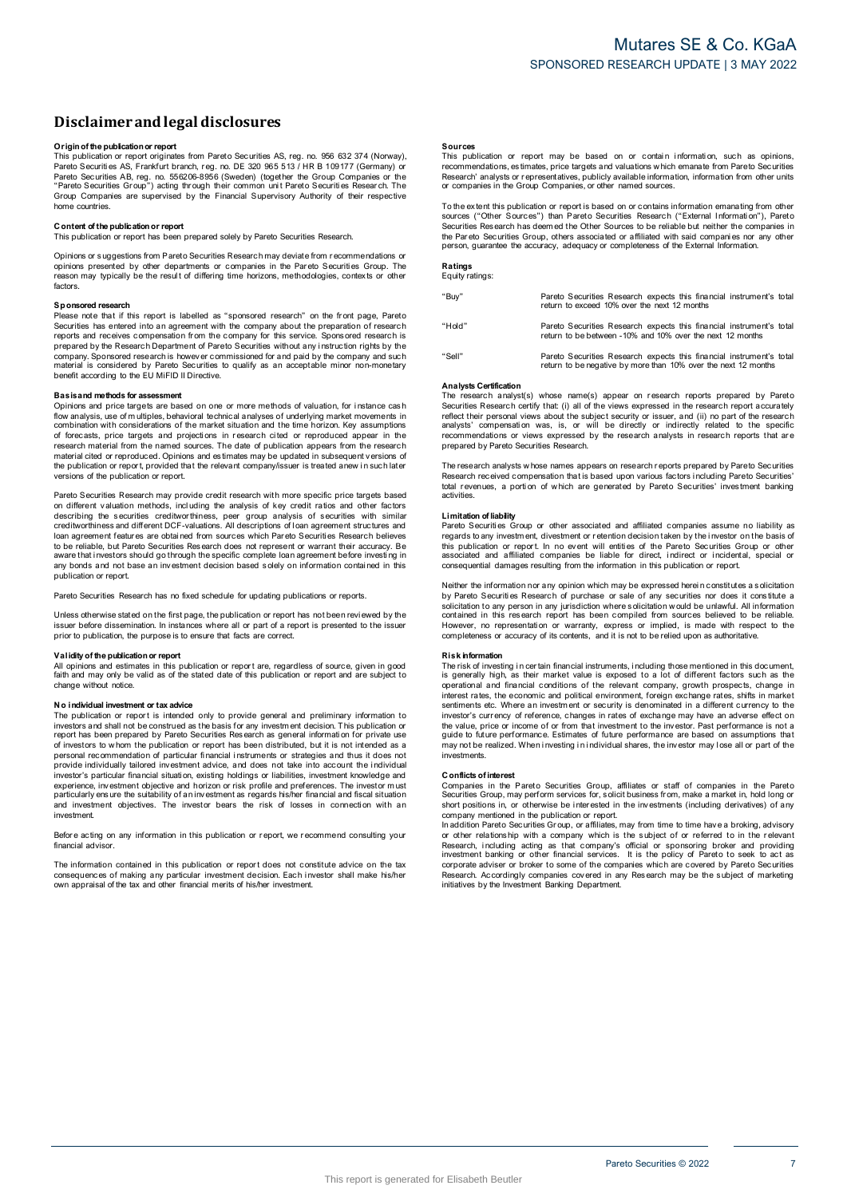# Disclaimer and legal disclosures

**Origin of the publication or report**
This publication or report originates from Pareto Securities AS, reg. no. 956 632 374 (Norway), Pareto Securities AS, Frankfurt branch, reg. no. DE 320 965 513 / HR B 109177 (Germany) or Pareto Securities AB, reg. no. 556206-8956 (Sweden) (together the Group Companies or the "Pareto Securities Group") acting through their common unit Pareto Securities Research. The Group Companies are supervised by the Financial Supervisory Authority of their respective home countries.

**Content of the publication or report**
This publication or report has been prepared solely by Pareto Securities Research.

Opinions or suggestions from Pareto Securities Research may deviate from recommendations or opinions presented by other departments or companies in the Pareto Securities Group. The reason may typically be the result of differing time horizons, methodologies, contexts or other factors.

**Sponsored research**
Please note that if this report is labelled as "sponsored research" on the front page, Pareto Securities has entered into an agreement with the company about the preparation of research reports and receives compensation from the company for this service. Sponsored research is prepared by the Research Department of Pareto Securities without any instruction rights by the company. Sponsored research is however commissioned for and paid by the company and such material is considered by Pareto Securities to qualify as an acceptable minor non-monetary benefit according to the EU MiFID II Directive.

**Basis and methods for assessment**
Opinions and price targets are based on one or more methods of valuation, for instance cash flow analysis, use of multiples, behavioral technical analyses of underlying market movements in combination with considerations of the market situation and the time horizon. Key assumptions of forecasts, price targets and projections in research cited or reproduced appear in the research material from the named sources. The date of publication appears from the research material cited or reproduced. Opinions and estimates may be updated in subsequent versions of the publication or report, provided that the relevant company/issuer is treated anew in such later versions of the publication or report.

Pareto Securities Research may provide credit research with more specific price targets based on different valuation methods, including the analysis of key credit ratios and other factors describing the securities creditworthiness, peer group analysis of securities with similar creditworthiness and different DCF-valuations. All descriptions of loan agreement structures and loan agreement features are obtained from sources which Pareto Securities Research believes to be reliable, but Pareto Securities Research does not represent or warrant their accuracy. Be aware that investors should go through the specific complete loan agreement before investing in any bonds and not base an investment decision based solely on information contained in this publication or report.

Pareto Securities Research has no fixed schedule for updating publications or reports.

Unless otherwise stated on the first page, the publication or report has not been reviewed by the issuer before dissemination. In instances where all or part of a report is presented to the issuer prior to publication, the purpose is to ensure that facts are correct.

**Validity of the publication or report**
All opinions and estimates in this publication or report are, regardless of source, given in good faith and may only be valid as of the stated date of this publication or report and are subject to change without notice.

**No individual investment or tax advice**
The publication or report is intended only to provide general and preliminary information to investors and shall not be construed as the basis for any investment decision. This publication or report has been prepared by Pareto Securities Research as general information for private use of investors to whom the publication or report has been distributed, but it is not intended as a personal recommendation of particular financial instruments or strategies and thus it does not provide individually tailored investment advice, and does not take into account the individual investor's particular financial situation, existing holdings or liabilities, investment knowledge and experience, investment objective and horizon or risk profile and preferences. The investor must particularly ensure the suitability of an investment as regards his/her financial and fiscal situation and investment objectives. The investor bears the risk of losses in connection with an investment.

Before acting on any information in this publication or report, we recommend consulting your financial advisor.

The information contained in this publication or report does not constitute advice on the tax consequences of making any particular investment decision. Each investor shall make his/her own appraisal of the tax and other financial merits of his/her investment.

**Sources**
This publication or report may be based on or contain information, such as opinions, recommendations, estimates, price targets and valuations which emanate from Pareto Securities Research' analysts or representatives, publicly available information, information from other units or companies in the Group Companies, or other named sources.

To the extent this publication or report is based on or contains information emanating from other sources ("Other Sources") than Pareto Securities Research ("External Information"), Pareto Securities Research has deemed the Other Sources to be reliable but neither the companies in the Pareto Securities Group, others associated or affiliated with said companies nor any other person, guarantee the accuracy, adequacy or completeness of the External Information.

**Ratings**
Equity ratings:

| | |
|---|---|
| "Buy" | Pareto Securities Research expects this financial instrument's total return to exceed 10% over the next 12 months |
| "Hold" | Pareto Securities Research expects this financial instrument's total return to be between -10% and 10% over the next 12 months |
| "Sell" | Pareto Securities Research expects this financial instrument's total return to be negative by more than 10% over the next 12 months |

**Analysts Certification**
The research analyst(s) whose name(s) appear on research reports prepared by Pareto Securities Research certify that: (i) all of the views expressed in the research report accurately reflect their personal views about the subject security or issuer, and (ii) no part of the research analysts' compensation was, is, or will be directly or indirectly related to the specific recommendations or views expressed by the research analysts in research reports that are prepared by Pareto Securities Research.

The research analysts whose names appears on research reports prepared by Pareto Securities Research received compensation that is based upon various factors including Pareto Securities' total revenues, a portion of which are generated by Pareto Securities' investment banking activities.

**Limitation of liability**
Pareto Securities Group or other associated and affiliated companies assume no liability as regards to any investment, divestment or retention decision taken by the investor on the basis of this publication or report. In no event will entities of the Pareto Securities Group or other associated and affiliated companies be liable for direct, indirect or incidental, special or consequential damages resulting from the information in this publication or report.

Neither the information nor any opinion which may be expressed herein constitutes a solicitation by Pareto Securities Research of purchase or sale of any securities nor does it constitute a solicitation to any person in any jurisdiction where solicitation would be unlawful. All information contained in this research report has been compiled from sources believed to be reliable. However, no representation or warranty, express or implied, is made with respect to the completeness or accuracy of its contents, and it is not to be relied upon as authoritative.

**Risk information**
The risk of investing in certain financial instruments, including those mentioned in this document, is generally high, as their market value is exposed to a lot of different factors such as the operational and financial conditions of the relevant company, growth prospects, change in interest rates, the economic and political environment, foreign exchange rates, shifts in market sentiments etc. Where an investment or security is denominated in a different currency to the investor's currency of reference, changes in rates of exchange may have an adverse effect on the value, price or income of or from that investment to the investor. Past performance is not a guide to future performance. Estimates of future performance are based on assumptions that may not be realized. When investing in individual shares, the investor may lose all or part of the investments.

**Conflicts of interest**
Companies in the Pareto Securities Group, affiliates or staff of companies in the Pareto Securities Group, may perform services for, solicit business from, make a market in, hold long or short positions in, or otherwise be interested in the investments (including derivatives) of any company mentioned in the publication or report.
In addition Pareto Securities Group, or affiliates, may from time to time have a broking, advisory or other relationship with a company which is the subject of or referred to in the relevant Research, including acting as that company's official or sponsoring broker and providing investment banking or other financial services. It is the policy of Pareto to seek to act as corporate adviser or broker to some of the companies which are covered by Pareto Securities Research. Accordingly companies covered in any Research may be the subject of marketing initiatives by the Investment Banking Department.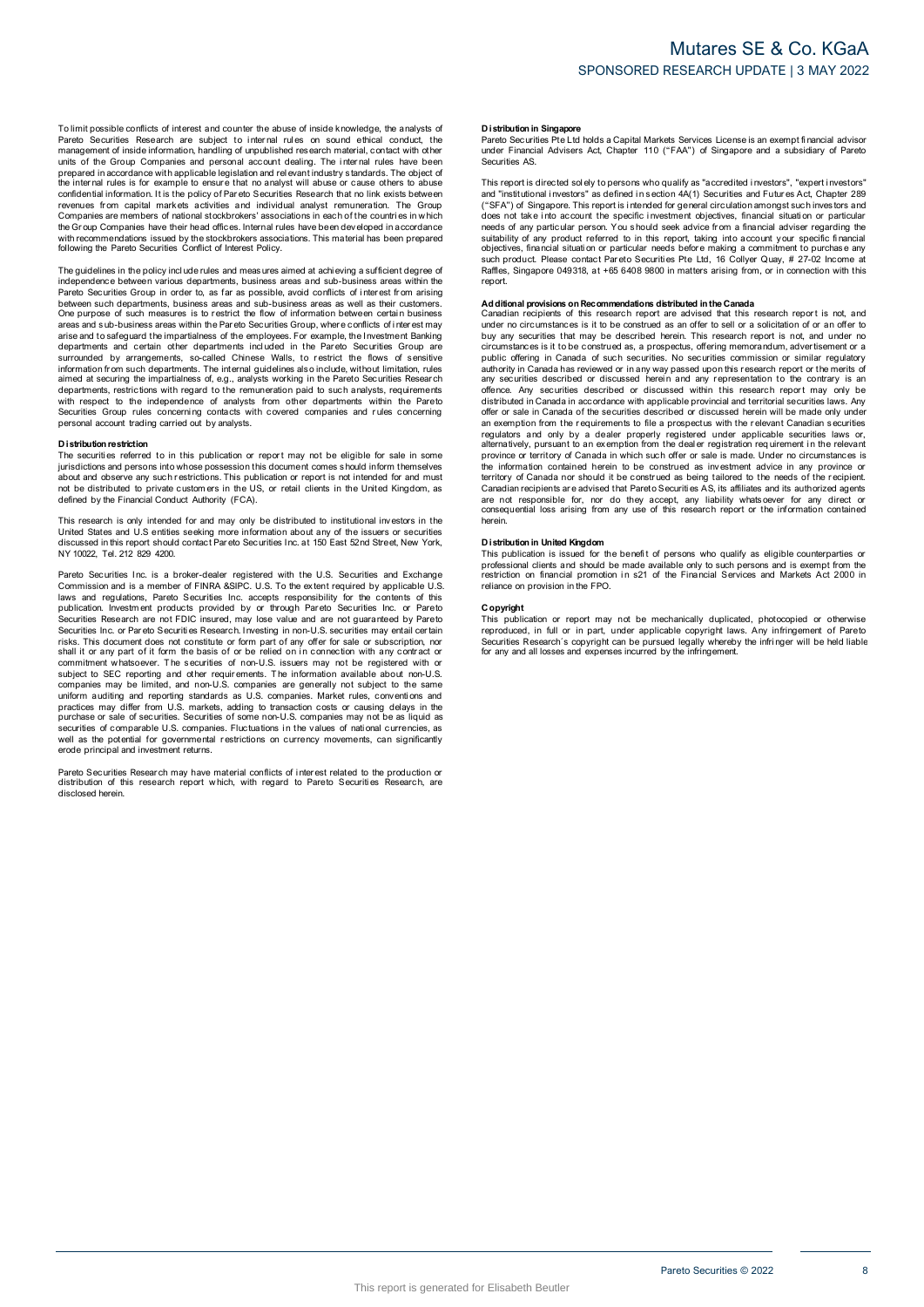To limit possible conflicts of interest and counter the abuse of inside knowledge, the analysts of Pareto Securities Research are subject to internal rules on sound ethical conduct, the management of inside information, handling of unpublished research material, contact with other units of the Group Companies and personal account dealing. The internal rules have been prepared in accordance with applicable legislation and relevant industry standards. The object of the internal rules is for example to ensure that no analyst will abuse or cause others to abuse confidential information. It is the policy of Pareto Securities Research that no link exists between revenues from capital markets activities and individual analyst remuneration. The Group Companies are members of national stockbrokers' associations in each of the countries in which the Group Companies have their head offices. Internal rules have been developed in accordance with recommendations issued by the stockbrokers associations. This material has been prepared following the Pareto Securities Conflict of Interest Policy.

The guidelines in the policy include rules and measures aimed at achieving a sufficient degree of independence between various departments, business areas and sub-business areas within the Pareto Securities Group in order to, as far as possible, avoid conflicts of interest from arising between such departments, business areas and sub-business areas as well as their customers. One purpose of such measures is to restrict the flow of information between certain business areas and sub-business areas within the Pareto Securities Group, where conflicts of interest may arise and to safeguard the impartialness of the employees. For example, the Investment Banking departments and certain other departments included in the Pareto Securities Group are surrounded by arrangements, so-called Chinese Walls, to restrict the flows of sensitive information from such departments. The internal guidelines also include, without limitation, rules aimed at securing the impartialness of, e.g., analysts working in the Pareto Securities Research departments, restrictions with regard to the remuneration paid to such analysts, requirements with respect to the independence of analysts from other departments within the Pareto Securities Group rules concerning contacts with covered companies and rules concerning personal account trading carried out by analysts.

**Distribution restriction**

The securities referred to in this publication or report may not be eligible for sale in some jurisdictions and persons into whose possession this document comes should inform themselves about and observe any such restrictions. This publication or report is not intended for and must not be distributed to private customers in the US, or retail clients in the United Kingdom, as defined by the Financial Conduct Authority (FCA).

This research is only intended for and may only be distributed to institutional investors in the United States and U.S entities seeking more information about any of the issuers or securities discussed in this report should contact Pareto Securities Inc. at 150 East 52nd Street, New York, NY 10022, Tel. 212 829 4200.

Pareto Securities Inc. is a broker-dealer registered with the U.S. Securities and Exchange Commission and is a member of FINRA &SIPC. U.S. To the extent required by applicable U.S. laws and regulations, Pareto Securities Inc. accepts responsibility for the contents of this publication. Investment products provided by or through Pareto Securities Inc. or Pareto Securities Research are not FDIC insured, may lose value and are not guaranteed by Pareto Securities Inc. or Pareto Securities Research. Investing in non-U.S. securities may entail certain risks. This document does not constitute or form part of any offer for sale or subscription, nor shall it or any part of it form the basis of or be relied on in connection with any contract or commitment whatsoever. The securities of non-U.S. issuers may not be registered with or subject to SEC reporting and other requirements. The information available about non-U.S. companies may be limited, and non-U.S. companies are generally not subject to the same uniform auditing and reporting standards as U.S. companies. Market rules, conventions and practices may differ from U.S. markets, adding to transaction costs or causing delays in the purchase or sale of securities. Securities of some non-U.S. companies may not be as liquid as securities of comparable U.S. companies. Fluctuations in the values of national currencies, as well as the potential for governmental restrictions on currency movements, can significantly erode principal and investment returns.

Pareto Securities Research may have material conflicts of interest related to the production or distribution of this research report which, with regard to Pareto Securities Research, are disclosed herein.

**Distribution in Singapore**

Pareto Securities Pte Ltd holds a Capital Markets Services License is an exempt financial advisor under Financial Advisers Act, Chapter 110 ("FAA") of Singapore and a subsidiary of Pareto Securities AS.

This report is directed solely to persons who qualify as "accredited investors", "expert investors" and "institutional investors" as defined in section 4A(1) Securities and Futures Act, Chapter 289 ("SFA") of Singapore. This report is intended for general circulation amongst such investors and does not take into account the specific investment objectives, financial situation or particular needs of any particular person. You should seek advice from a financial adviser regarding the suitability of any product referred to in this report, taking into account your specific financial objectives, financial situation or particular needs before making a commitment to purchase any such product. Please contact Pareto Securities Pte Ltd, 16 Collyer Quay, # 27-02 Income at Raffles, Singapore 049318, at +65 6408 9800 in matters arising from, or in connection with this report.

**Additional provisions on Recommendations distributed in the Canada**

Canadian recipients of this research report are advised that this research report is not, and under no circumstances is it to be construed as an offer to sell or a solicitation of or an offer to buy any securities that may be described herein. This research report is not, and under no circumstances is it to be construed as, a prospectus, offering memorandum, advertisement or a public offering in Canada of such securities. No securities commission or similar regulatory authority in Canada has reviewed or in any way passed upon this research report or the merits of any securities described or discussed herein and any representation to the contrary is an offence. Any securities described or discussed within this research report may only be distributed in Canada in accordance with applicable provincial and territorial securities laws. Any offer or sale in Canada of the securities described or discussed herein will be made only under an exemption from the requirements to file a prospectus with the relevant Canadian securities regulators and only by a dealer properly registered under applicable securities laws or, alternatively, pursuant to an exemption from the dealer registration requirement in the relevant province or territory of Canada in which such offer or sale is made. Under no circumstances is the information contained herein to be construed as investment advice in any province or territory of Canada nor should it be construed as being tailored to the needs of the recipient. Canadian recipients are advised that Pareto Securities AS, its affiliates and its authorized agents are not responsible for, nor do they accept, any liability whatsoever for any direct or consequential loss arising from any use of this research report or the information contained herein.

**Distribution in United Kingdom**

This publication is issued for the benefit of persons who qualify as eligible counterparties or professional clients and should be made available only to such persons and is exempt from the restriction on financial promotion in s21 of the Financial Services and Markets Act 2000 in reliance on provision in the FPO.

**Copyright**

This publication or report may not be mechanically duplicated, photocopied or otherwise reproduced, in full or in part, under applicable copyright laws. Any infringement of Pareto Securities Research´s copyright can be pursued legally whereby the infringer will be held liable for any and all losses and expenses incurred by the infringement.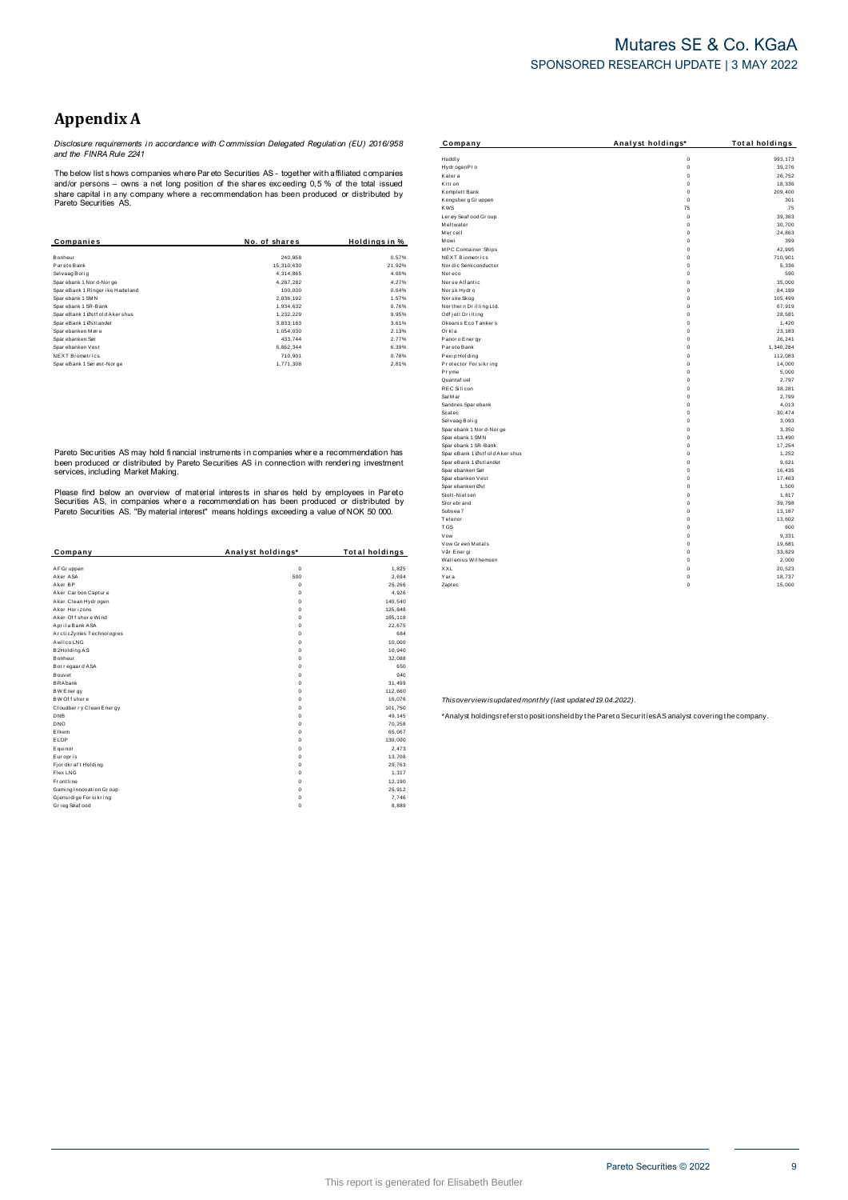# Appendix A

*Disclosure requirements in accordance with Commission Delegated Regulation (EU) 2016/958 and the FINRA Rule 2241*

The below list shows companies where Pareto Securities AS - together with affiliated companies and/or persons – owns a net long position of the shares exceeding 0,5 % of the total issued share capital in any company where a recommendation has been produced or distributed by Pareto Securities AS.

| Companies | No. of shares | Holdings in % |
|---|---|---|
| Bonheur | 240,958 | 0.57% |
| Pareto Bank | 15,310,630 | 21.92% |
| Selvaag Bolig | 4,314,865 | 4.60% |
| Sparebank 1 Nord-Norge | 4,287,282 | 4.27% |
| SpareBank 1 Ringerike Hadeland | 100,000 | 0.64% |
| Sparebank 1 SMN | 2,036,192 | 1.57% |
| Sparebank 1 SR-Bank | 1,934,632 | 0.76% |
| SpareBank 1 Østfold Akershus | 1,232,229 | 9.95% |
| SpareBank 1 Østlandet | 3,833,163 | 3.61% |
| Sparebanken Møre | 1,054,030 | 2.13% |
| Sparebanken Sør | 433,744 | 2.77% |
| Sparebanken Vest | 6,862,344 | 6.39% |
| NEXT Biometrics | 710,901 | 0.78% |
| SpareBank 1 Sørøst-Norge | 1,771,308 | 2.81% |

Pareto Securities AS may hold financial instruments in companies where a recommendation has been produced or distributed by Pareto Securities AS in connection with rendering investment services, including Market Making.

Please find below an overview of material interests in shares held by employees in Pareto Securities AS, in companies where a recommendation has been produced or distributed by Pareto Securities AS. "By material interest" means holdings exceeding a value of NOK 50 000.

| Company | Analyst holdings* | Total holdings |
|---|---|---|
| AF Gruppen | 0 | 1,825 |
| Aker ASA | 500 | 2,694 |
| Aker BP | 0 | 25,266 |
| Aker Carbon Capture | 0 | 4,926 |
| Aker Clean Hydrogen | 0 | 140,540 |
| Aker Horizons | 0 | 125,848 |
| Aker Offshore Wind | 0 | 165,118 |
| Aprila Bank ASA | 0 | 22,675 |
| ArcticZymes Technologies | 0 | 684 |
| Awilco LNG | 0 | 10,000 |
| B2Holding AS | 0 | 10,940 |
| Bonheur | 0 | 32,088 |
| Borregaard ASA | 0 | 650 |
| Bouvet | 0 | 940 |
| BRAbank | 0 | 31,499 |
| BW Energy | 0 | 112,660 |
| BW Offshore | 0 | 16,076 |
| Cloudberry Clean Energy | 0 | 101,750 |
| DNB | 0 | 49,145 |
| DNO | 0 | 70,258 |
| Elkem | 0 | 65,067 |
| ELOP | 0 | 130,000 |
| Equinor | 0 | 2,473 |
| Europris | 0 | 13,708 |
| Fjordkraft Holding | 0 | 29,763 |
| Flex LNG | 0 | 1,317 |
| Frontline | 0 | 12,190 |
| Gaming Innovation Group | 0 | 25,912 |
| Gjensidige Forsikring | 0 | 7,746 |
| Grieg Seafood | 0 | 8,889 |
| Huddly | 0 | 993,173 |
| HydrogenPro | 0 | 39,276 |
| Kalera | 0 | 26,752 |
| Kitron | 0 | 18,336 |
| Komplett Bank | 0 | 209,400 |
| Kongsberg Gruppen | 0 | 301 |
| KWS | 75 | 75 |
| Lerøy Seafood Group | 0 | 39,363 |
| Meltwater | 0 | 30,700 |
| Mercell | 0 | 24,863 |
| Mowi | 0 | 399 |
| MPC Container Ships | 0 | 42,995 |
| NEXT Biometrics | 0 | 710,901 |
| Nordic Semiconductor | 0 | 5,336 |
| Noreco | 0 | 590 |
| Norse Atlantic | 0 | 35,000 |
| Norsk Hydro | 0 | 84,189 |
| Norske Skog | 0 | 105,499 |
| Northern Drilling Ltd. | 0 | 67,919 |
| Odfjell Drilling | 0 | 28,581 |
| Okeanis Eco Tankers | 0 | 1,420 |
| Orkla | 0 | 23,183 |
| Panoro Energy | 0 | 26,241 |
| Pareto Bank | 0 | 1,340,284 |
| Pexip Holding | 0 | 112,083 |
| Protector Forsikring | 0 | 14,000 |
| Pryme | 0 | 5,000 |
| Quantafuel | 0 | 2,797 |
| REC Silicon | 0 | 38,281 |
| SalMar | 0 | 2,799 |
| Sandnes Sparebank | 0 | 4,013 |
| Scatec | 0 | 30,474 |
| Selvaag Bolig | 0 | 3,093 |
| Sparebank 1 Nord-Norge | 0 | 3,350 |
| Sparebank 1 SMN | 0 | 13,490 |
| Sparebank 1 SR-Bank | 0 | 17,254 |
| SpareBank 1 Østfold Akershus | 0 | 1,252 |
| SpareBank 1 Østlandet | 0 | 9,621 |
| Sparebanken Sør | 0 | 16,435 |
| Sparebanken Vest | 0 | 17,463 |
| Sparebanken Øst | 0 | 1,500 |
| Stolt-Nielsen | 0 | 1,817 |
| Storebrand | 0 | 39,798 |
| Subsea 7 | 0 | 13,187 |
| Telenor | 0 | 13,602 |
| TGS | 0 | 600 |
| Vow | 0 | 9,331 |
| Vow Green Metals | 0 | 19,681 |
| Vår Energi | 0 | 33,829 |
| Wallenius Wilhemsen | 0 | 2,000 |
| XXL | 0 | 20,523 |
| Yara | 0 | 18,737 |
| Zaptec | 0 | 15,000 |

*This overview is updated monthly (last updated 19.04.2022).*

*Analyst holdings refers to positions held by the Pareto Securities AS analyst covering the company.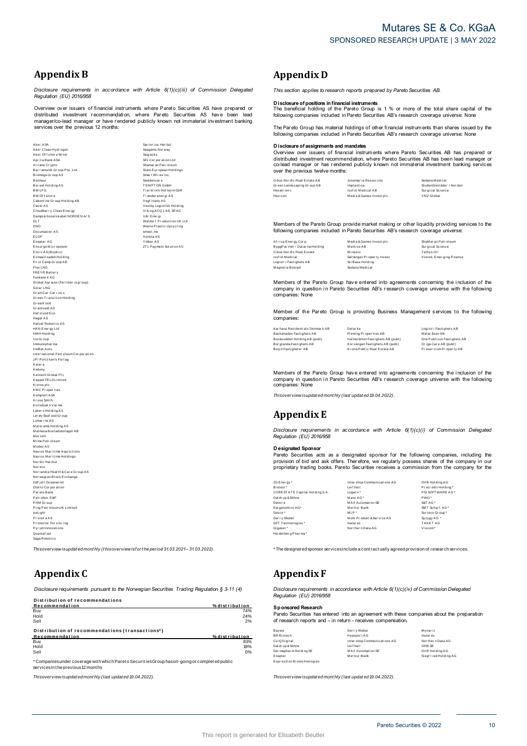## Appendix B

*Disclosure requirements in accordance with Article 6(1)(c)(iii) of Commission Delegated Regulation (EU) 2016/958*

Overview over issuers of financial instruments where Pareto Securities AS have prepared or distributed investment recommendation, where Pareto Securities AS have been lead manager/co-lead manager or have rendered publicly known not immaterial investment banking services over the previous 12 months:

| | |
|---|---|
| Aker ASA | Sartorius-Herbst |
| Aker Clean Hydrogen | Seagems Norway |
| Aker Offshore Wind | Seajacks |
| Aprila Bank ASA | SFL Corporation Ltd |
| Arcane Crypto | Shamaran Petroleum |
| Barramundi Group Pte. Ltd. | Slate European Holdings |
| Biomega Group AS | Smart Wires Inc. |
| Bonheur | Swedencare |
| Boreal Holding AS | TEMPTON GmbH |
| BW LPG | Tierklinik Hofheim GbR |
| BW Offshore | Trønderenergi AS |
| Cabonline Group Holding AB | Vegfinans AS |
| Cavai AS | Vestby Logistikk Holding |
| Cloudberry Clean Energy | Viking ACQ 1 AS, SPAC |
| Dampskibsselskabet NORDEN A/S | Vår Energi |
| DLT | Waldorf Production UK Ltd |
| DNO | Waste Plastic Upcycling |
| Documaster AS | wheel.me |
| ELOP | Xeneta AS |
| Enapter AG | Ymber AS |
| Ensurge Micropower | ZTL Payment Solution AS |
| Enviv AS (Bookis) | |
| Esmaeilzadeh Holding | |
| First Camp Group AB | |
| Flex LNG | |
| FREYR Battery | |
| Funkwerk AG | |
| Global Agrajes (Fertiberia group) | |
| Golar LNG | |
| GramCar Carriers | |
| Green Transition Holding | |
| Greenfood | |
| Grøntvedt AS | |
| Hafslund Eco | |
| Hagal AS | |
| Halodi Robotics AS | |
| HKN Energy Ltd | |
| HMH Holding | |
| Ice Group | |
| Immunopharma | |
| InoBat Auto | |
| International Petroleum Corporation | |
| JP/ Politiken's Forlag | |
| Kalera | |
| Kebony | |
| Kentech Global Plc | |
| Keppel FELS Limited | |
| Kistos plc. | |
| KMC Properties | |
| Komplett ASA | |
| Kruse Smith | |
| Kvitebjørn Varme | |
| Lakers Holding AS | |
| Lerøy Seafood Group | |
| Lumarine AS | |
| Malorama Holding AS | |
| Mathesa Bostadsbolaget AB | |
| Mercell | |
| Mime Petroleum | |
| Modex AS | |
| Navios Maritime Aquisitions | |
| Navios Maritime Holdings | |
| Nordic Halibut | |
| Noreco | |
| Norlandia Health & Care Group AS | |
| Norwegian Block Exchange | |
| Odfjell Oceanwind | |
| Otello Corporation | |
| Pareto Bank | |
| PetroNor E&P | |
| PHM Group | |
| Ping Petroleum UK Limited | |
| poLight | |
| Pronofa AS | |
| Protector Forsikring | |
| Pyrum Innovations | |
| Quantafuel | |
| Saga Robotics | |

*This overview is updated monthly (this overview is for the period 31.03.2021 – 31.03.2022).*

## Appendix C

*Disclosure requirements pursuant to the Norwegian Securities Trading Regulation § 3-11 (4)*

**Distribution of recommendations**

| Recommendation | % distribution |
|---|---|
| Buy | 74% |
| Hold | 24% |
| Sell | 2% |

**Distribution of recommendations (transactions\*)**

| Recommendation | % distribution |
|---|---|
| Buy | 81% |
| Hold | 19% |
| Sell | 0% |

\* Companies under coverage with which Pareto Securities Group has on-going or completed public services in the previous 12 months

*This overview is updated monthly (last updated 19.04.2022).*

## Appendix D

*This section applies to research reports prepared by Pareto Securities AB.*

**Disclosure of positions in financial instruments**

The beneficial holding of the Pareto Group is 1 % or more of the total share capital of the following companies included in Pareto Securities AB's research coverage universe: None

The Pareto Group has material holdings of other financial instruments than shares issued by the following companies included in Pareto Securities AB's research coverage universe: None

**Disclosure of assignments and mandates**

Overview over issuers of financial instruments where Pareto Securities AB has prepared or distributed investment recommendation, where Pareto Securities AB has been lead manager or co-lead manager or has rendered publicly known not immaterial investment banking services over the previous twelve months:

| | | |
|---|---|---|
| Cibus Nordic Real Estate AB | Josemaria Resources | Sedana Medical |
| Green Landscaping Group AB | Implantica | Studentbostäder i Norden |
| Hexatronic | Isofol Medical AB | Surgical Science |
| Hexicon | Media & Games Invest plc. | VNV Global |

Members of the Pareto Group provide market making or other liquidity providing services to the following companies included in Pareto Securities AB's research coverage universe:

| | | |
|---|---|---|
| Africa Energy Corp. | Media & Games Invest plc. | ShaMaran Petroleum |
| ByggPartner i Dalarna Holding | Mentice AB | Surgical Science |
| Cibus Nordic Real Estate | Minesto | Tethys Oil |
| Isofol Medical | Saltängen Property Invest | Vostok Emerging Finance |
| Logistri Fastighets AB | SciBase Holding | |
| Magnolia Bostad | Sedana Medical | |

Members of the Pareto Group have entered into agreements concerning the inclusion of the company in question in Pareto Securities AB's research coverage universe with the following companies: None

Member of the Pareto Group is providing Business Management services to the following companies:

| | | |
|---|---|---|
| Aarhus Residentials Denmark AB | Delarka | Logistri Fastighets AB |
| Backaheden Fastighets AB | Fleming Properties AB | Mälaråsen AB |
| Bonäsudden Holding AB (publ) | Halmslätten Fastighets AB (publ) | One Publicus Fastighets AB |
| Borglanda Fastighets AB | Korsängen Fastighets AB (publ) | Origa Care AB (publ) |
| Bosjö Fastigheter AB | Krona Public Real Estate AB | Preservium Property AB |

Members of the Pareto Group have entered into agreements concerning the inclusion of the company in question in Pareto Securities AB's research coverage universe with the following companies: None

*This overview is updated monthly (last updated 19.04.2022).*

## Appendix E

*Disclosure requirements in accordance with Article 6(1)(c)(i) of Commission Delegated Regulation (EU) 2016/958*

**Designated Sponsor**

Pareto Securities acts as a designated sponsor for the following companies, including the provision of bid and ask offers. Therefore, we regularly possess shares of the company in our proprietary trading books. Pareto Securities receives a commission from the company for the

| | | |
|---|---|---|
| 2G Energy \* | Intershop Communications AG | OVB Holding AG |
| Biotest \* | Leifheit | Procredit Holding \* |
| CORESTATE Capital Holding S.A. | Logwin \* | PSI SOFTWARE AG \* |
| Daldrup & Söhne | Manz AG \* | PWO \* |
| Demire | MAX Automation SE | S&T AG \* |
| Epigenomics AG\* | Merkur Bank | SMT Scharf AG \* |
| Gesco \* | MLP \* | Surteco Group \* |
| Gerry Weber | Mühl Produkt & Service AG | Syzygy AG \* |
| GFT Technologies \* | mutares | TAKKT AG |
| Gigaset \* | Northern Data AG | Viscom\* |
| Heidelberg Pharma \* | | |

\* The designated sponsor services include a contractually agreed provision of research services.

## Appendix F

*Disclosure requirements in accordance with Article 6(1)(c)(iv) of Commission Delegated Regulation (EU) 2016/958*

**Sponsored Research**

Pareto Securities has entered into an agreement with these companies about the preparation of research reports and – in return - receives compensation.

| | | |
|---|---|---|
| Baywa | Gerry Weber | Mynaric |
| BB Biotech | Hypoport AG | mutares |
| CLIQ Digital | Intershop Communications AG | Northern Data AG |
| Daldrup & Söhne | Leifheit | OHB SE |
| Dermapharm Holding SE | MAX Automation SE | OVB Holding AG |
| Enapter | Merkur Bank | Siegfried Holding AG |
| Expres2ion Biotechnologies | | |

*This overview is updated monthly (last updated 19.04.2022).*

This report is generated for Elisabeth Beutler